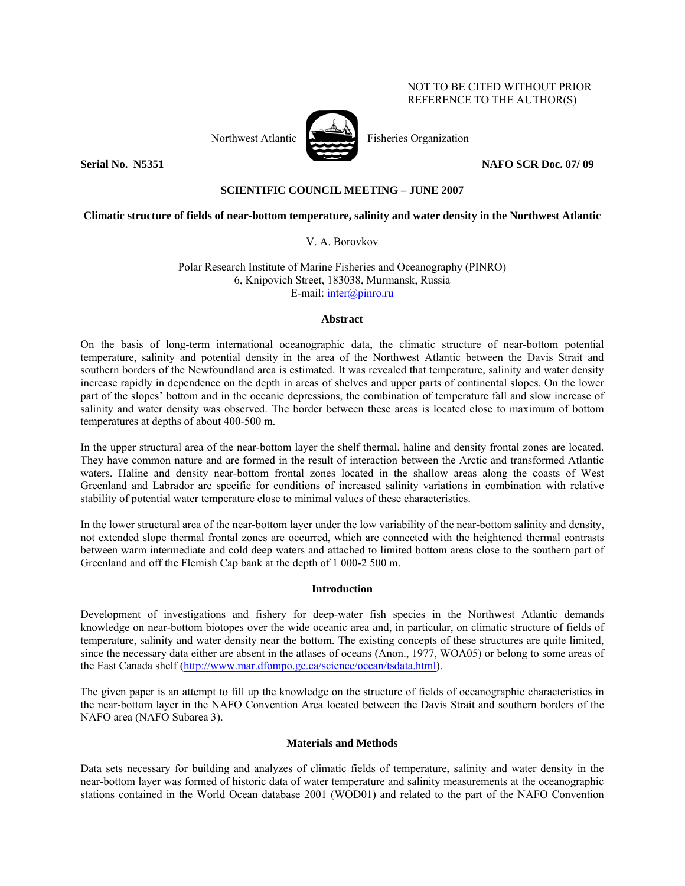NOT TO BE CITED WITHOUT PRIOR REFERENCE TO THE AUTHOR(S)

Northwest Atlantic Fisheries Organization

**Serial No. N5351** **NAFO SCR Doc. 07/ 09**

**SCIENTIFIC COUNCIL MEETING – JUNE 2007**

**Climatic structure of fields of near-bottom temperature, salinity and water density in the Northwest Atlantic**

V. A. Borovkov

Polar Research Institute of Marine Fisheries and Oceanography (PINRO)
6, Knipovich Street, 183038, Murmansk, Russia
E-mail: inter@pinro.ru

## Abstract

On the basis of long-term international oceanographic data, the climatic structure of near-bottom potential temperature, salinity and potential density in the area of the Northwest Atlantic between the Davis Strait and southern borders of the Newfoundland area is estimated. It was revealed that temperature, salinity and water density increase rapidly in dependence on the depth in areas of shelves and upper parts of continental slopes. On the lower part of the slopes' bottom and in the oceanic depressions, the combination of temperature fall and slow increase of salinity and water density was observed. The border between these areas is located close to maximum of bottom temperatures at depths of about 400-500 m.

In the upper structural area of the near-bottom layer the shelf thermal, haline and density frontal zones are located. They have common nature and are formed in the result of interaction between the Arctic and transformed Atlantic waters. Haline and density near-bottom frontal zones located in the shallow areas along the coasts of West Greenland and Labrador are specific for conditions of increased salinity variations in combination with relative stability of potential water temperature close to minimal values of these characteristics.

In the lower structural area of the near-bottom layer under the low variability of the near-bottom salinity and density, not extended slope thermal frontal zones are occurred, which are connected with the heightened thermal contrasts between warm intermediate and cold deep waters and attached to limited bottom areas close to the southern part of Greenland and off the Flemish Cap bank at the depth of 1 000-2 500 m.

## Introduction

Development of investigations and fishery for deep-water fish species in the Northwest Atlantic demands knowledge on near-bottom biotopes over the wide oceanic area and, in particular, on climatic structure of fields of temperature, salinity and water density near the bottom. The existing concepts of these structures are quite limited, since the necessary data either are absent in the atlases of oceans (Anon., 1977, WOA05) or belong to some areas of the East Canada shelf (http://www.mar.dfompo.gc.ca/science/ocean/tsdata.html).

The given paper is an attempt to fill up the knowledge on the structure of fields of oceanographic characteristics in the near-bottom layer in the NAFO Convention Area located between the Davis Strait and southern borders of the NAFO area (NAFO Subarea 3).

## Materials and Methods

Data sets necessary for building and analyzes of climatic fields of temperature, salinity and water density in the near-bottom layer was formed of historic data of water temperature and salinity measurements at the oceanographic stations contained in the World Ocean database 2001 (WOD01) and related to the part of the NAFO Convention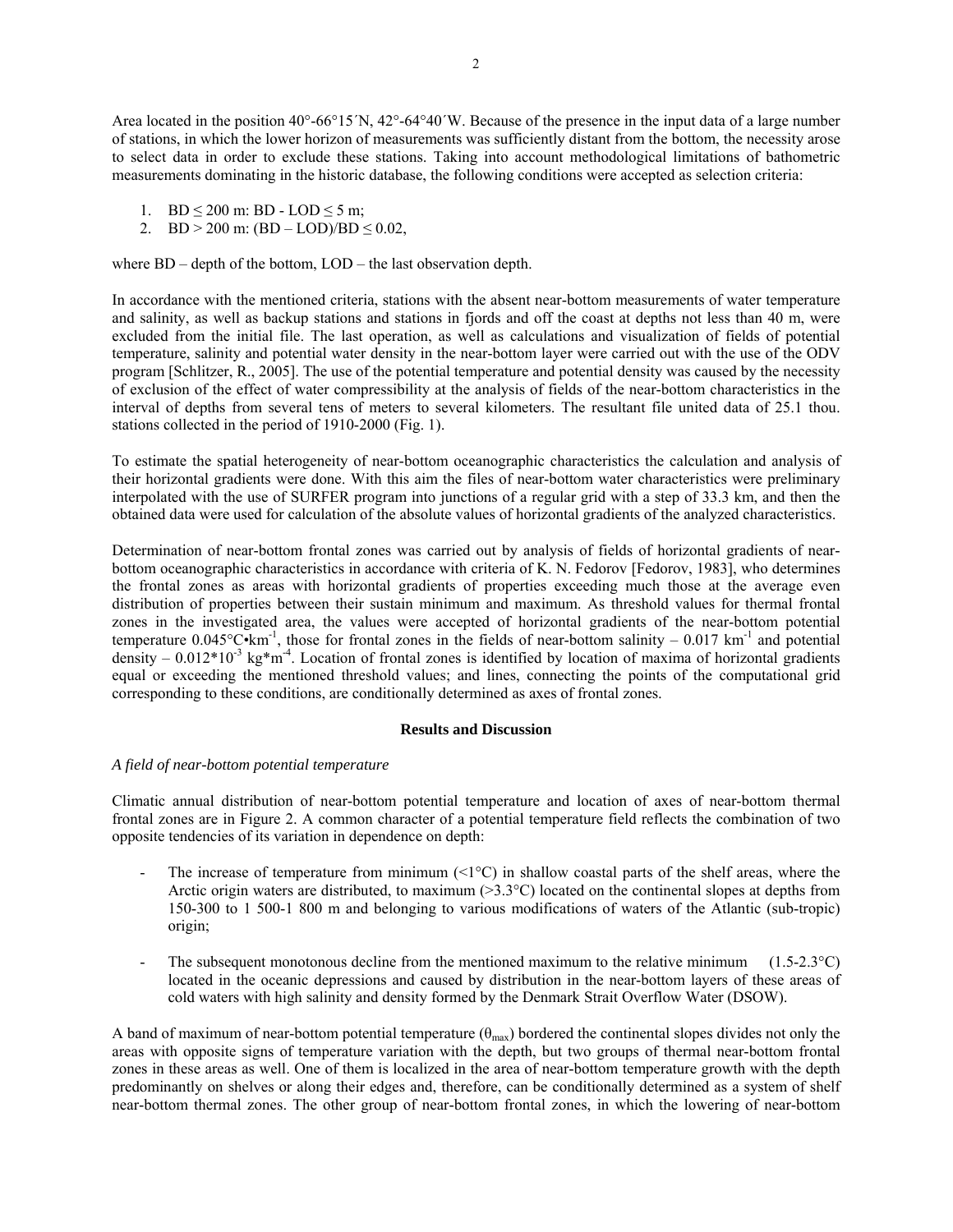Area located in the position 40°-66°15´N, 42°-64°40´W. Because of the presence in the input data of a large number of stations, in which the lower horizon of measurements was sufficiently distant from the bottom, the necessity arose to select data in order to exclude these stations. Taking into account methodological limitations of bathometric measurements dominating in the historic database, the following conditions were accepted as selection criteria:

1. BD ≤ 200 m: BD - LOD ≤ 5 m;
2. BD > 200 m: (BD – LOD)/BD ≤ 0.02,

where BD – depth of the bottom, LOD – the last observation depth.

In accordance with the mentioned criteria, stations with the absent near-bottom measurements of water temperature and salinity, as well as backup stations and stations in fjords and off the coast at depths not less than 40 m, were excluded from the initial file. The last operation, as well as calculations and visualization of fields of potential temperature, salinity and potential water density in the near-bottom layer were carried out with the use of the ODV program [Schlitzer, R., 2005]. The use of the potential temperature and potential density was caused by the necessity of exclusion of the effect of water compressibility at the analysis of fields of the near-bottom characteristics in the interval of depths from several tens of meters to several kilometers. The resultant file united data of 25.1 thou. stations collected in the period of 1910-2000 (Fig. 1).

To estimate the spatial heterogeneity of near-bottom oceanographic characteristics the calculation and analysis of their horizontal gradients were done. With this aim the files of near-bottom water characteristics were preliminary interpolated with the use of SURFER program into junctions of a regular grid with a step of 33.3 km, and then the obtained data were used for calculation of the absolute values of horizontal gradients of the analyzed characteristics.

Determination of near-bottom frontal zones was carried out by analysis of fields of horizontal gradients of near-bottom oceanographic characteristics in accordance with criteria of K. N. Fedorov [Fedorov, 1983], who determines the frontal zones as areas with horizontal gradients of properties exceeding much those at the average even distribution of properties between their sustain minimum and maximum. As threshold values for thermal frontal zones in the investigated area, the values were accepted of horizontal gradients of the near-bottom potential temperature $0.045°C{\cdot}km^{-1}$, those for frontal zones in the fields of near-bottom salinity – $0.017\ km^{-1}$ and potential density – $0.012{*}10^{-3}\ kg{*}m^{-4}$. Location of frontal zones is identified by location of maxima of horizontal gradients equal or exceeding the mentioned threshold values; and lines, connecting the points of the computational grid corresponding to these conditions, are conditionally determined as axes of frontal zones.

## Results and Discussion

*A field of near-bottom potential temperature*

Climatic annual distribution of near-bottom potential temperature and location of axes of near-bottom thermal frontal zones are in Figure 2. A common character of a potential temperature field reflects the combination of two opposite tendencies of its variation in dependence on depth:

- The increase of temperature from minimum (<1°C) in shallow coastal parts of the shelf areas, where the Arctic origin waters are distributed, to maximum (>3.3°C) located on the continental slopes at depths from 150-300 to 1 500-1 800 m and belonging to various modifications of waters of the Atlantic (sub-tropic) origin;
- The subsequent monotonous decline from the mentioned maximum to the relative minimum (1.5-2.3°C) located in the oceanic depressions and caused by distribution in the near-bottom layers of these areas of cold waters with high salinity and density formed by the Denmark Strait Overflow Water (DSOW).

A band of maximum of near-bottom potential temperature ($\theta_{max}$) bordered the continental slopes divides not only the areas with opposite signs of temperature variation with the depth, but two groups of thermal near-bottom frontal zones in these areas as well. One of them is localized in the area of near-bottom temperature growth with the depth predominantly on shelves or along their edges and, therefore, can be conditionally determined as a system of shelf near-bottom thermal zones. The other group of near-bottom frontal zones, in which the lowering of near-bottom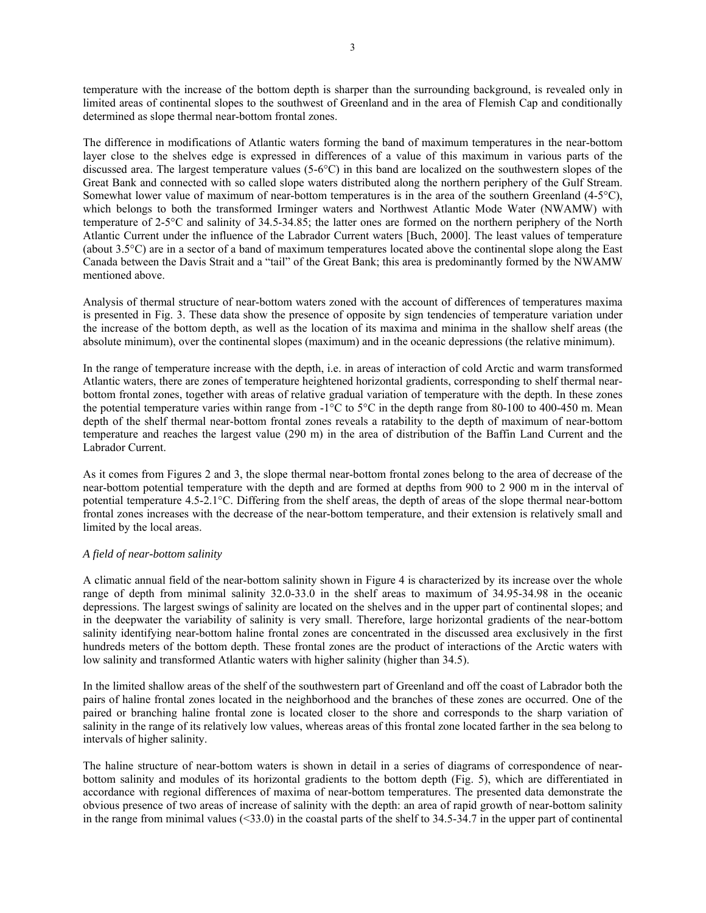temperature with the increase of the bottom depth is sharper than the surrounding background, is revealed only in limited areas of continental slopes to the southwest of Greenland and in the area of Flemish Cap and conditionally determined as slope thermal near-bottom frontal zones.

The difference in modifications of Atlantic waters forming the band of maximum temperatures in the near-bottom layer close to the shelves edge is expressed in differences of a value of this maximum in various parts of the discussed area. The largest temperature values (5-6°C) in this band are localized on the southwestern slopes of the Great Bank and connected with so called slope waters distributed along the northern periphery of the Gulf Stream. Somewhat lower value of maximum of near-bottom temperatures is in the area of the southern Greenland (4-5°C), which belongs to both the transformed Irminger waters and Northwest Atlantic Mode Water (NWAMW) with temperature of 2-5°C and salinity of 34.5-34.85; the latter ones are formed on the northern periphery of the North Atlantic Current under the influence of the Labrador Current waters [Buch, 2000]. The least values of temperature (about 3.5°C) are in a sector of a band of maximum temperatures located above the continental slope along the East Canada between the Davis Strait and a "tail" of the Great Bank; this area is predominantly formed by the NWAMW mentioned above.

Analysis of thermal structure of near-bottom waters zoned with the account of differences of temperatures maxima is presented in Fig. 3. These data show the presence of opposite by sign tendencies of temperature variation under the increase of the bottom depth, as well as the location of its maxima and minima in the shallow shelf areas (the absolute minimum), over the continental slopes (maximum) and in the oceanic depressions (the relative minimum).

In the range of temperature increase with the depth, i.e. in areas of interaction of cold Arctic and warm transformed Atlantic waters, there are zones of temperature heightened horizontal gradients, corresponding to shelf thermal near-bottom frontal zones, together with areas of relative gradual variation of temperature with the depth. In these zones the potential temperature varies within range from -1°C to 5°C in the depth range from 80-100 to 400-450 m. Mean depth of the shelf thermal near-bottom frontal zones reveals a ratability to the depth of maximum of near-bottom temperature and reaches the largest value (290 m) in the area of distribution of the Baffin Land Current and the Labrador Current.

As it comes from Figures 2 and 3, the slope thermal near-bottom frontal zones belong to the area of decrease of the near-bottom potential temperature with the depth and are formed at depths from 900 to 2 900 m in the interval of potential temperature 4.5-2.1°C. Differing from the shelf areas, the depth of areas of the slope thermal near-bottom frontal zones increases with the decrease of the near-bottom temperature, and their extension is relatively small and limited by the local areas.

*A field of near-bottom salinity*

A climatic annual field of the near-bottom salinity shown in Figure 4 is characterized by its increase over the whole range of depth from minimal salinity 32.0-33.0 in the shelf areas to maximum of 34.95-34.98 in the oceanic depressions. The largest swings of salinity are located on the shelves and in the upper part of continental slopes; and in the deepwater the variability of salinity is very small. Therefore, large horizontal gradients of the near-bottom salinity identifying near-bottom haline frontal zones are concentrated in the discussed area exclusively in the first hundreds meters of the bottom depth. These frontal zones are the product of interactions of the Arctic waters with low salinity and transformed Atlantic waters with higher salinity (higher than 34.5).

In the limited shallow areas of the shelf of the southwestern part of Greenland and off the coast of Labrador both the pairs of haline frontal zones located in the neighborhood and the branches of these zones are occurred. One of the paired or branching haline frontal zone is located closer to the shore and corresponds to the sharp variation of salinity in the range of its relatively low values, whereas areas of this frontal zone located farther in the sea belong to intervals of higher salinity.

The haline structure of near-bottom waters is shown in detail in a series of diagrams of correspondence of near-bottom salinity and modules of its horizontal gradients to the bottom depth (Fig. 5), which are differentiated in accordance with regional differences of maxima of near-bottom temperatures. The presented data demonstrate the obvious presence of two areas of increase of salinity with the depth: an area of rapid growth of near-bottom salinity in the range from minimal values (<33.0) in the coastal parts of the shelf to 34.5-34.7 in the upper part of continental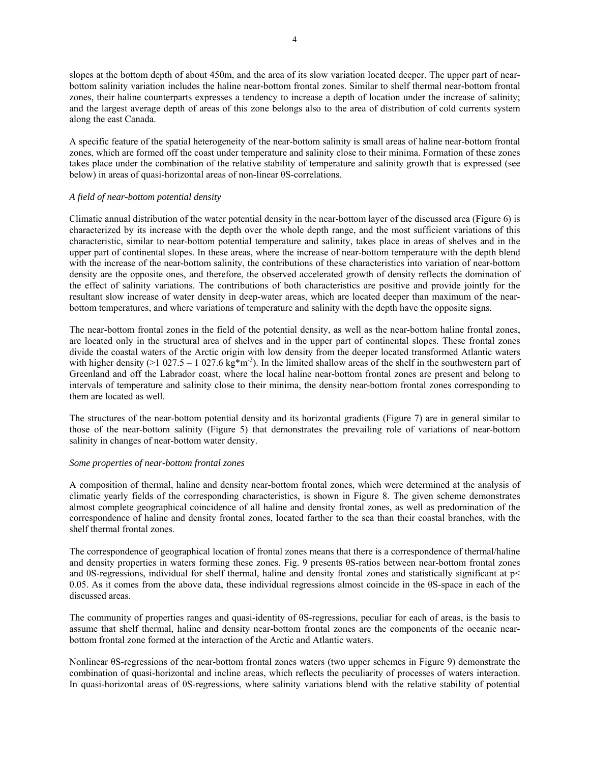slopes at the bottom depth of about 450m, and the area of its slow variation located deeper. The upper part of near-bottom salinity variation includes the haline near-bottom frontal zones. Similar to shelf thermal near-bottom frontal zones, their haline counterparts expresses a tendency to increase a depth of location under the increase of salinity; and the largest average depth of areas of this zone belongs also to the area of distribution of cold currents system along the east Canada.

A specific feature of the spatial heterogeneity of the near-bottom salinity is small areas of haline near-bottom frontal zones, which are formed off the coast under temperature and salinity close to their minima. Formation of these zones takes place under the combination of the relative stability of temperature and salinity growth that is expressed (see below) in areas of quasi-horizontal areas of non-linear θS-correlations.

*A field of near-bottom potential density*

Climatic annual distribution of the water potential density in the near-bottom layer of the discussed area (Figure 6) is characterized by its increase with the depth over the whole depth range, and the most sufficient variations of this characteristic, similar to near-bottom potential temperature and salinity, takes place in areas of shelves and in the upper part of continental slopes. In these areas, where the increase of near-bottom temperature with the depth blend with the increase of the near-bottom salinity, the contributions of these characteristics into variation of near-bottom density are the opposite ones, and therefore, the observed accelerated growth of density reflects the domination of the effect of salinity variations. The contributions of both characteristics are positive and provide jointly for the resultant slow increase of water density in deep-water areas, which are located deeper than maximum of the near-bottom temperatures, and where variations of temperature and salinity with the depth have the opposite signs.

The near-bottom frontal zones in the field of the potential density, as well as the near-bottom haline frontal zones, are located only in the structural area of shelves and in the upper part of continental slopes. These frontal zones divide the coastal waters of the Arctic origin with low density from the deeper located transformed Atlantic waters with higher density (>1 027.5 – 1 027.6 kg*m$^{-3}$). In the limited shallow areas of the shelf in the southwestern part of Greenland and off the Labrador coast, where the local haline near-bottom frontal zones are present and belong to intervals of temperature and salinity close to their minima, the density near-bottom frontal zones corresponding to them are located as well.

The structures of the near-bottom potential density and its horizontal gradients (Figure 7) are in general similar to those of the near-bottom salinity (Figure 5) that demonstrates the prevailing role of variations of near-bottom salinity in changes of near-bottom water density.

*Some properties of near-bottom frontal zones*

A composition of thermal, haline and density near-bottom frontal zones, which were determined at the analysis of climatic yearly fields of the corresponding characteristics, is shown in Figure 8. The given scheme demonstrates almost complete geographical coincidence of all haline and density frontal zones, as well as predomination of the correspondence of haline and density frontal zones, located farther to the sea than their coastal branches, with the shelf thermal frontal zones.

The correspondence of geographical location of frontal zones means that there is a correspondence of thermal/haline and density properties in waters forming these zones. Fig. 9 presents θS-ratios between near-bottom frontal zones and θS-regressions, individual for shelf thermal, haline and density frontal zones and statistically significant at $p < 0.05$. As it comes from the above data, these individual regressions almost coincide in the θS-space in each of the discussed areas.

The community of properties ranges and quasi-identity of θS-regressions, peculiar for each of areas, is the basis to assume that shelf thermal, haline and density near-bottom frontal zones are the components of the oceanic near-bottom frontal zone formed at the interaction of the Arctic and Atlantic waters.

Nonlinear θS-regressions of the near-bottom frontal zones waters (two upper schemes in Figure 9) demonstrate the combination of quasi-horizontal and incline areas, which reflects the peculiarity of processes of waters interaction. In quasi-horizontal areas of θS-regressions, where salinity variations blend with the relative stability of potential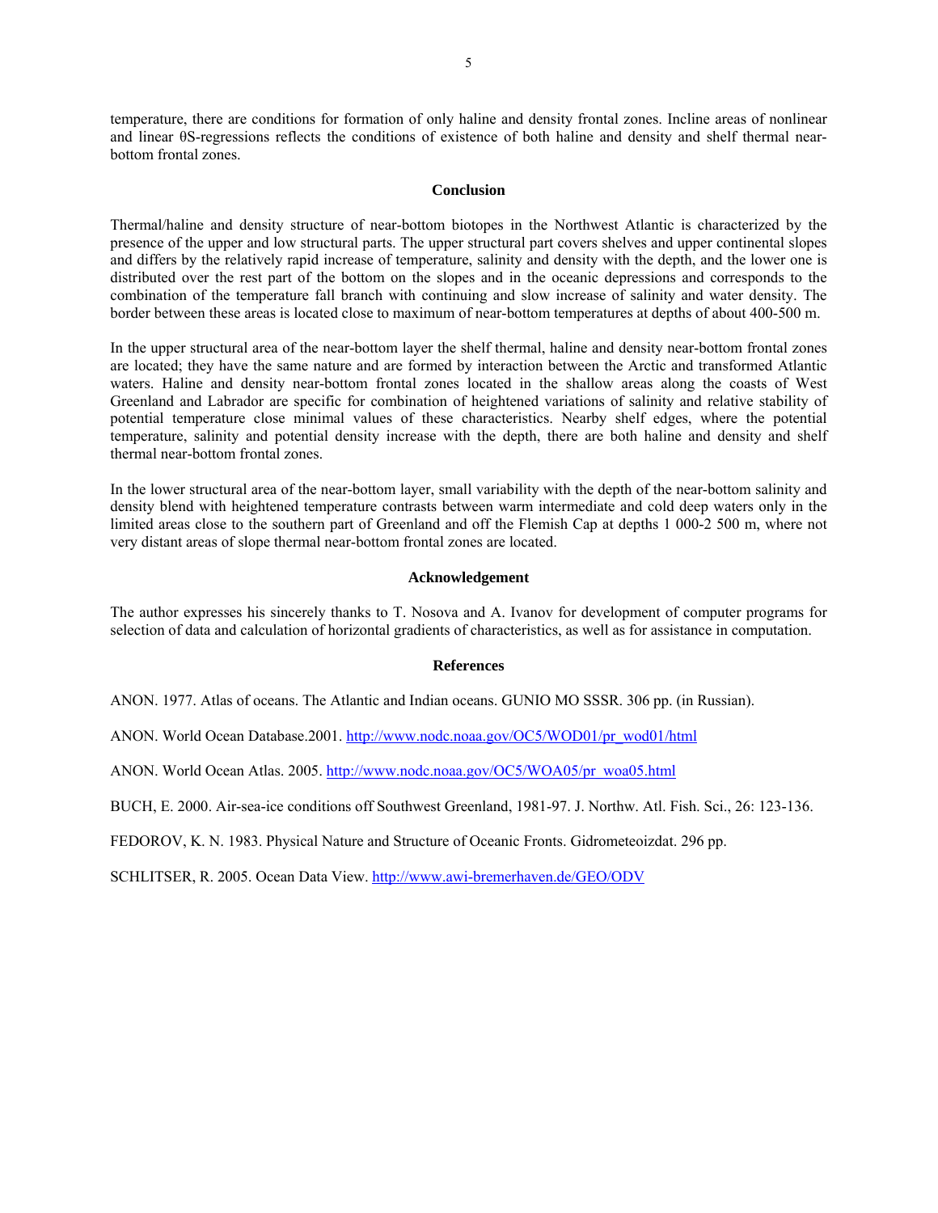temperature, there are conditions for formation of only haline and density frontal zones. Incline areas of nonlinear and linear θS-regressions reflects the conditions of existence of both haline and density and shelf thermal near-bottom frontal zones.

## Conclusion

Thermal/haline and density structure of near-bottom biotopes in the Northwest Atlantic is characterized by the presence of the upper and low structural parts. The upper structural part covers shelves and upper continental slopes and differs by the relatively rapid increase of temperature, salinity and density with the depth, and the lower one is distributed over the rest part of the bottom on the slopes and in the oceanic depressions and corresponds to the combination of the temperature fall branch with continuing and slow increase of salinity and water density. The border between these areas is located close to maximum of near-bottom temperatures at depths of about 400-500 m.

In the upper structural area of the near-bottom layer the shelf thermal, haline and density near-bottom frontal zones are located; they have the same nature and are formed by interaction between the Arctic and transformed Atlantic waters. Haline and density near-bottom frontal zones located in the shallow areas along the coasts of West Greenland and Labrador are specific for combination of heightened variations of salinity and relative stability of potential temperature close minimal values of these characteristics. Nearby shelf edges, where the potential temperature, salinity and potential density increase with the depth, there are both haline and density and shelf thermal near-bottom frontal zones.

In the lower structural area of the near-bottom layer, small variability with the depth of the near-bottom salinity and density blend with heightened temperature contrasts between warm intermediate and cold deep waters only in the limited areas close to the southern part of Greenland and off the Flemish Cap at depths 1 000-2 500 m, where not very distant areas of slope thermal near-bottom frontal zones are located.

## Acknowledgement

The author expresses his sincerely thanks to T. Nosova and A. Ivanov for development of computer programs for selection of data and calculation of horizontal gradients of characteristics, as well as for assistance in computation.

## References

ANON. 1977. Atlas of oceans. The Atlantic and Indian oceans. GUNIO MO SSSR. 306 pp. (in Russian).

ANON. World Ocean Database.2001. http://www.nodc.noaa.gov/OC5/WOD01/pr_wod01/html

ANON. World Ocean Atlas. 2005. http://www.nodc.noaa.gov/OC5/WOA05/pr_woa05.html

BUCH, E. 2000. Air-sea-ice conditions off Southwest Greenland, 1981-97. J. Northw. Atl. Fish. Sci., 26: 123-136.

FEDOROV, K. N. 1983. Physical Nature and Structure of Oceanic Fronts. Gidrometeoizdat. 296 pp.

SCHLITSER, R. 2005. Ocean Data View. http://www.awi-bremerhaven.de/GEO/ODV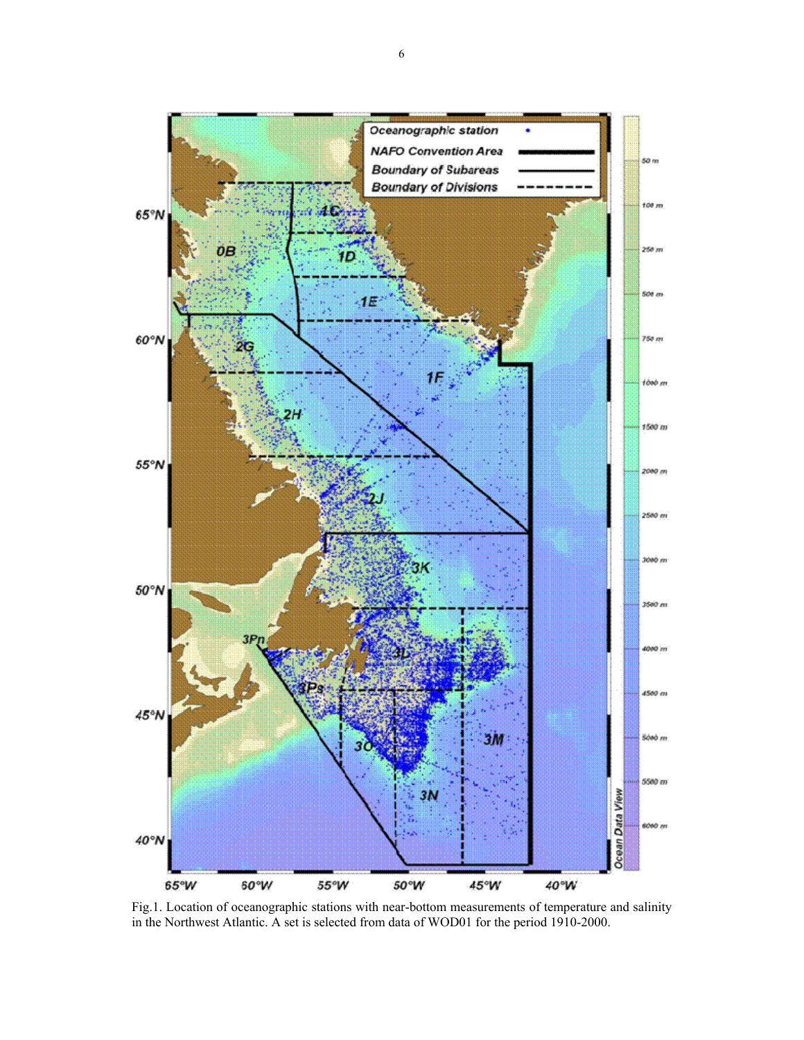Fig.1. Location of oceanographic stations with near-bottom measurements of temperature and salinity in the Northwest Atlantic. A set is selected from data of WOD01 for the period 1910-2000.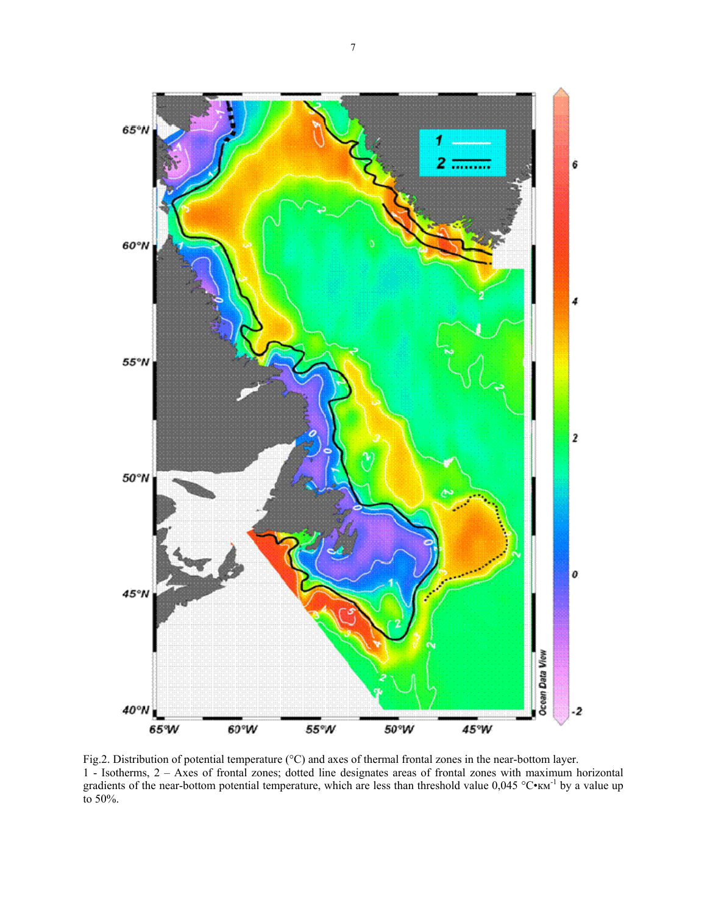Fig.2. Distribution of potential temperature (°C) and axes of thermal frontal zones in the near-bottom layer. 1 - Isotherms, 2 – Axes of frontal zones; dotted line designates areas of frontal zones with maximum horizontal gradients of the near-bottom potential temperature, which are less than threshold value 0,045 °C•км$^{-1}$ by a value up to 50%.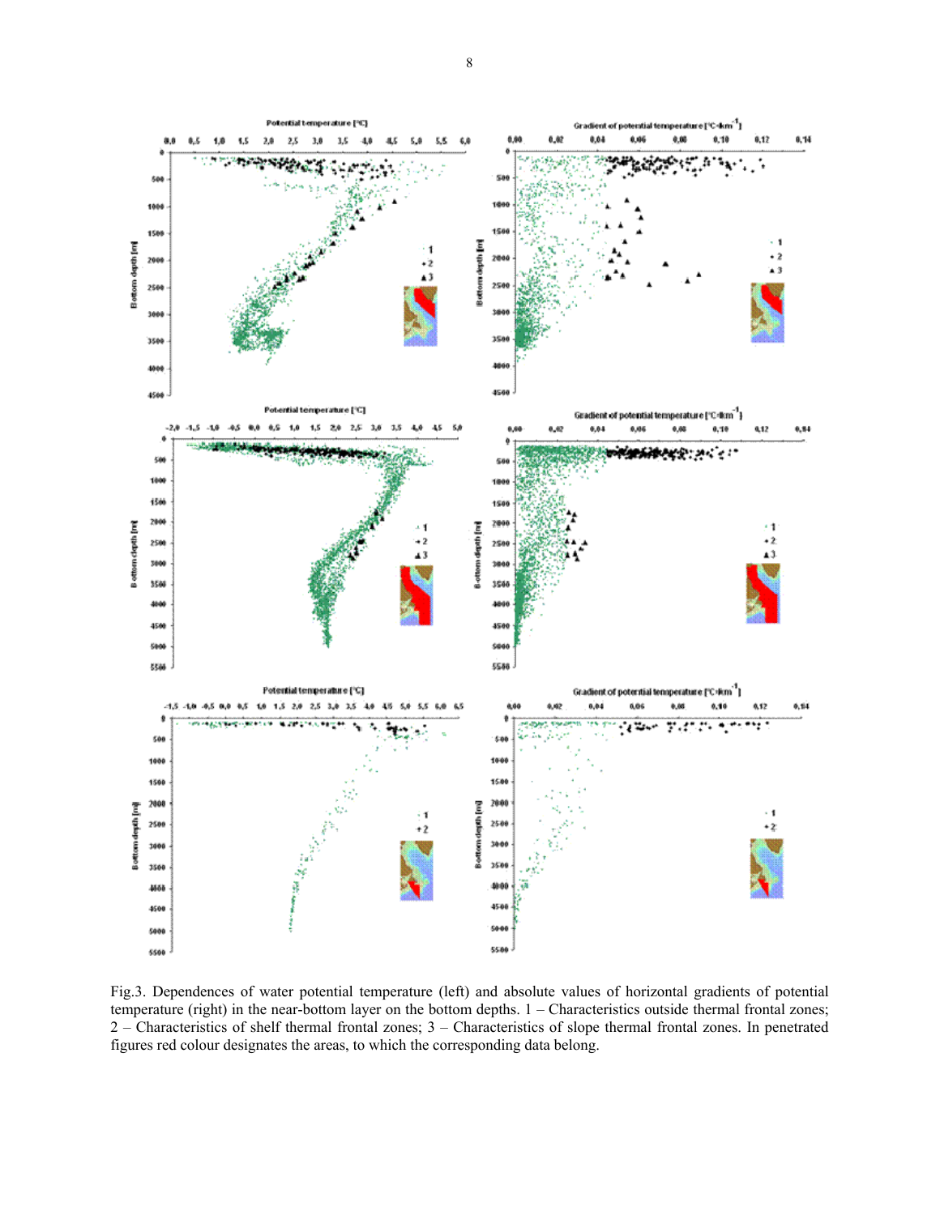Fig.3. Dependences of water potential temperature (left) and absolute values of horizontal gradients of potential temperature (right) in the near-bottom layer on the bottom depths. 1 – Characteristics outside thermal frontal zones; 2 – Characteristics of shelf thermal frontal zones; 3 – Characteristics of slope thermal frontal zones. In penetrated figures red colour designates the areas, to which the corresponding data belong.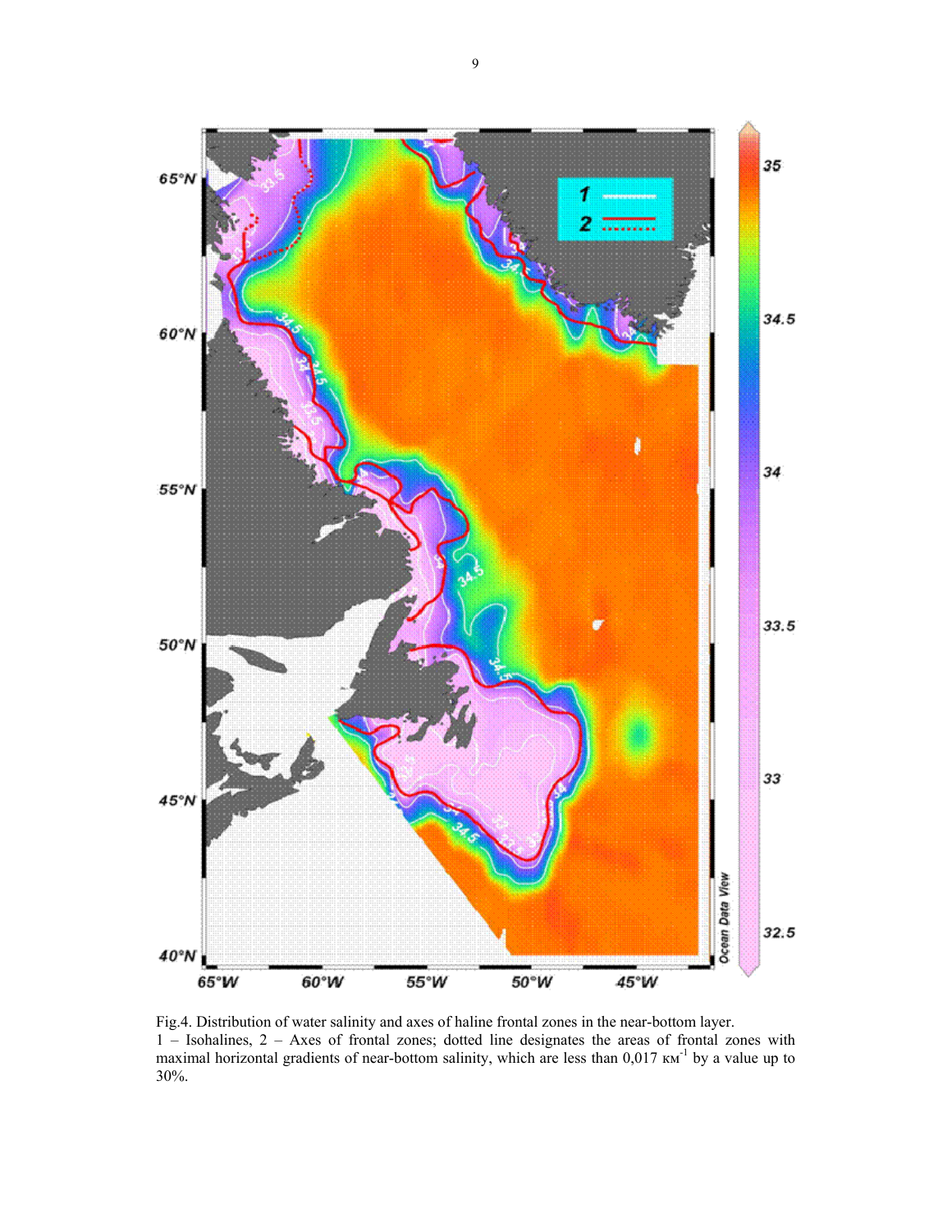Fig.4. Distribution of water salinity and axes of haline frontal zones in the near-bottom layer.
1 – Isohalines, 2 – Axes of frontal zones; dotted line designates the areas of frontal zones with maximal horizontal gradients of near-bottom salinity, which are less than 0,017 $км^{-1}$ by a value up to 30%.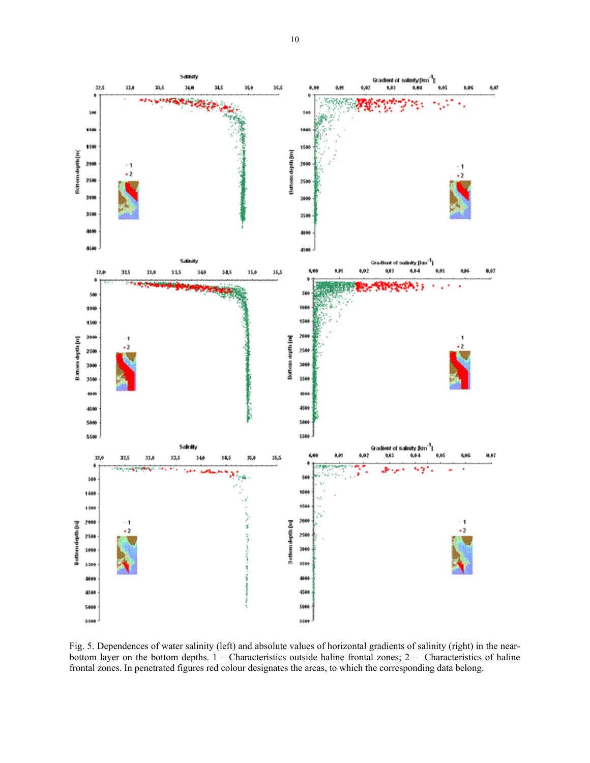Fig. 5. Dependences of water salinity (left) and absolute values of horizontal gradients of salinity (right) in the near-bottom layer on the bottom depths. 1 – Characteristics outside haline frontal zones; 2 – Characteristics of haline frontal zones. In penetrated figures red colour designates the areas, to which the corresponding data belong.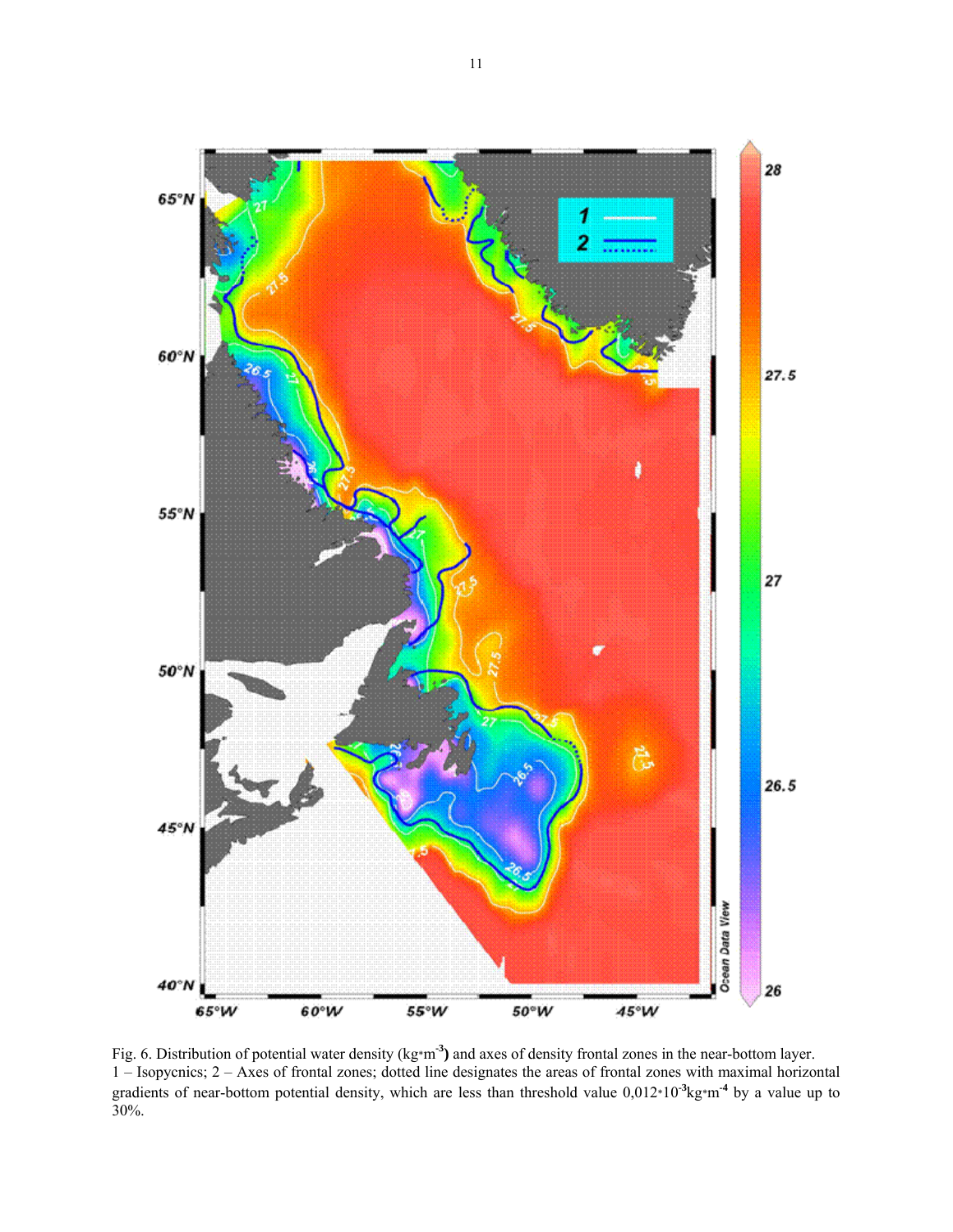Fig. 6. Distribution of potential water density (kg*m$^{-3}$) and axes of density frontal zones in the near-bottom layer. 1 – Isopycnics; 2 – Axes of frontal zones; dotted line designates the areas of frontal zones with maximal horizontal gradients of near-bottom potential density, which are less than threshold value 0,012*10$^{-3}$kg*m$^{-4}$ by a value up to 30%.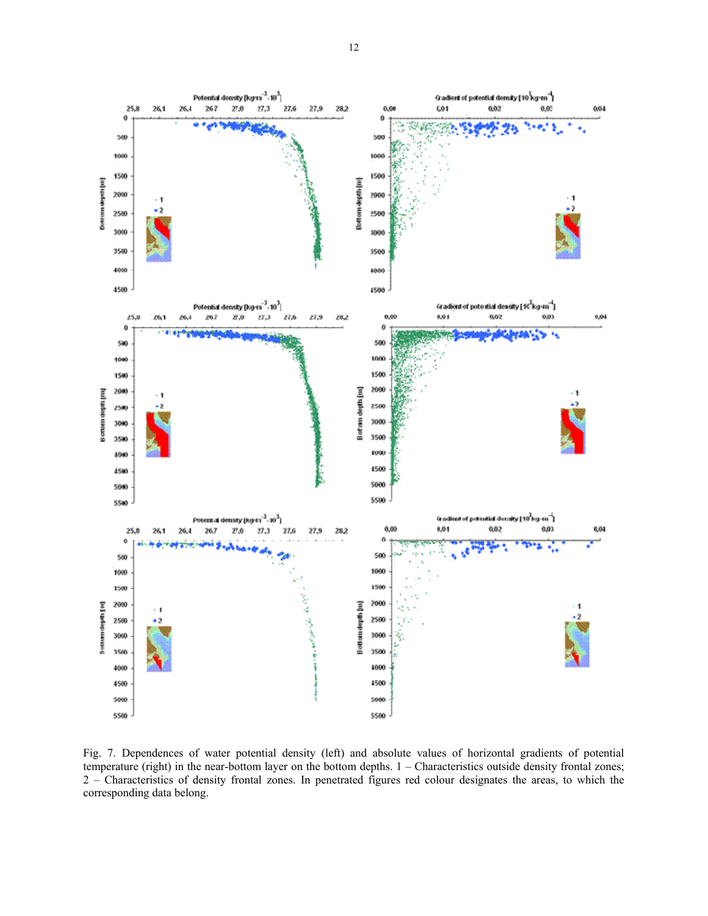Fig. 7. Dependences of water potential density (left) and absolute values of horizontal gradients of potential temperature (right) in the near-bottom layer on the bottom depths. 1 – Characteristics outside density frontal zones; 2 – Characteristics of density frontal zones. In penetrated figures red colour designates the areas, to which the corresponding data belong.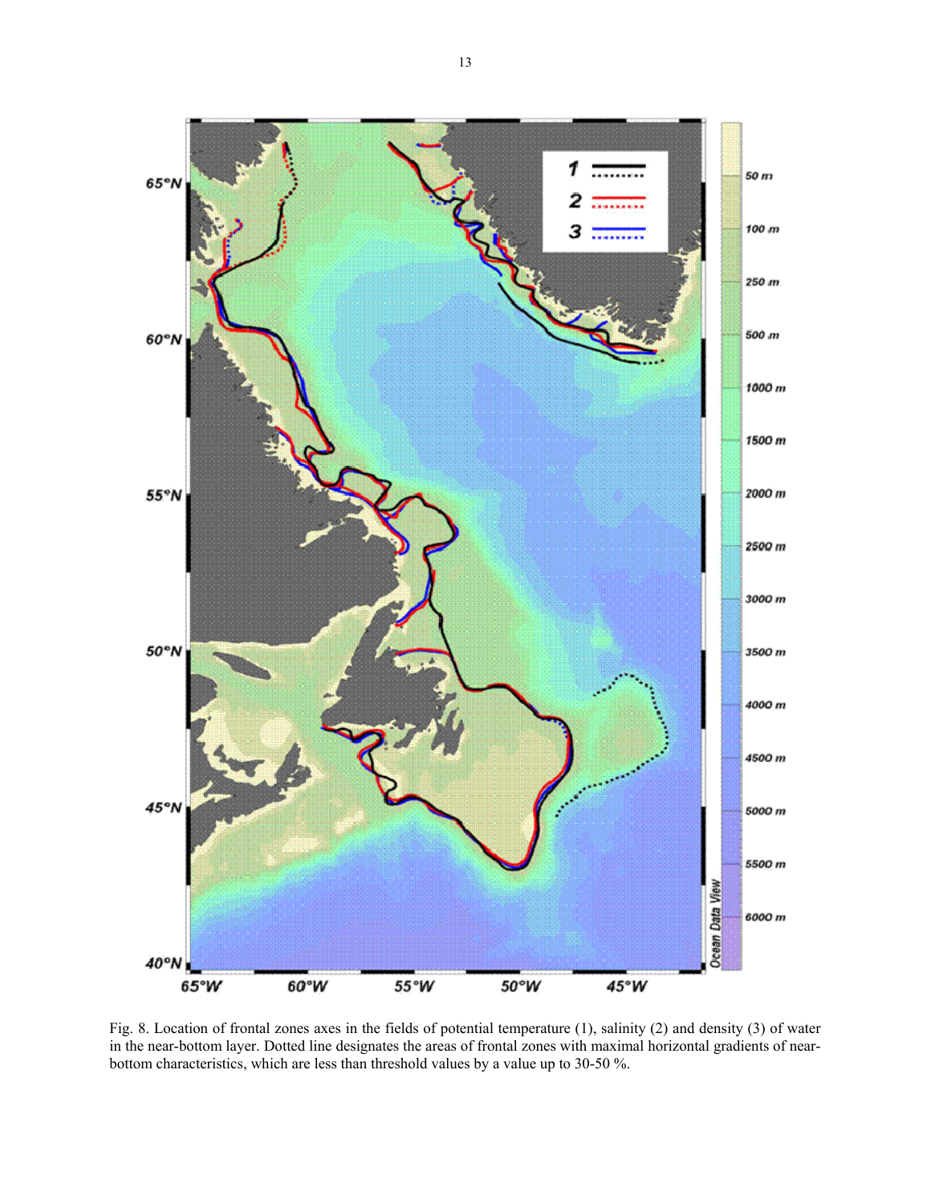Fig. 8. Location of frontal zones axes in the fields of potential temperature (1), salinity (2) and density (3) of water in the near-bottom layer. Dotted line designates the areas of frontal zones with maximal horizontal gradients of near-bottom characteristics, which are less than threshold values by a value up to 30-50 %.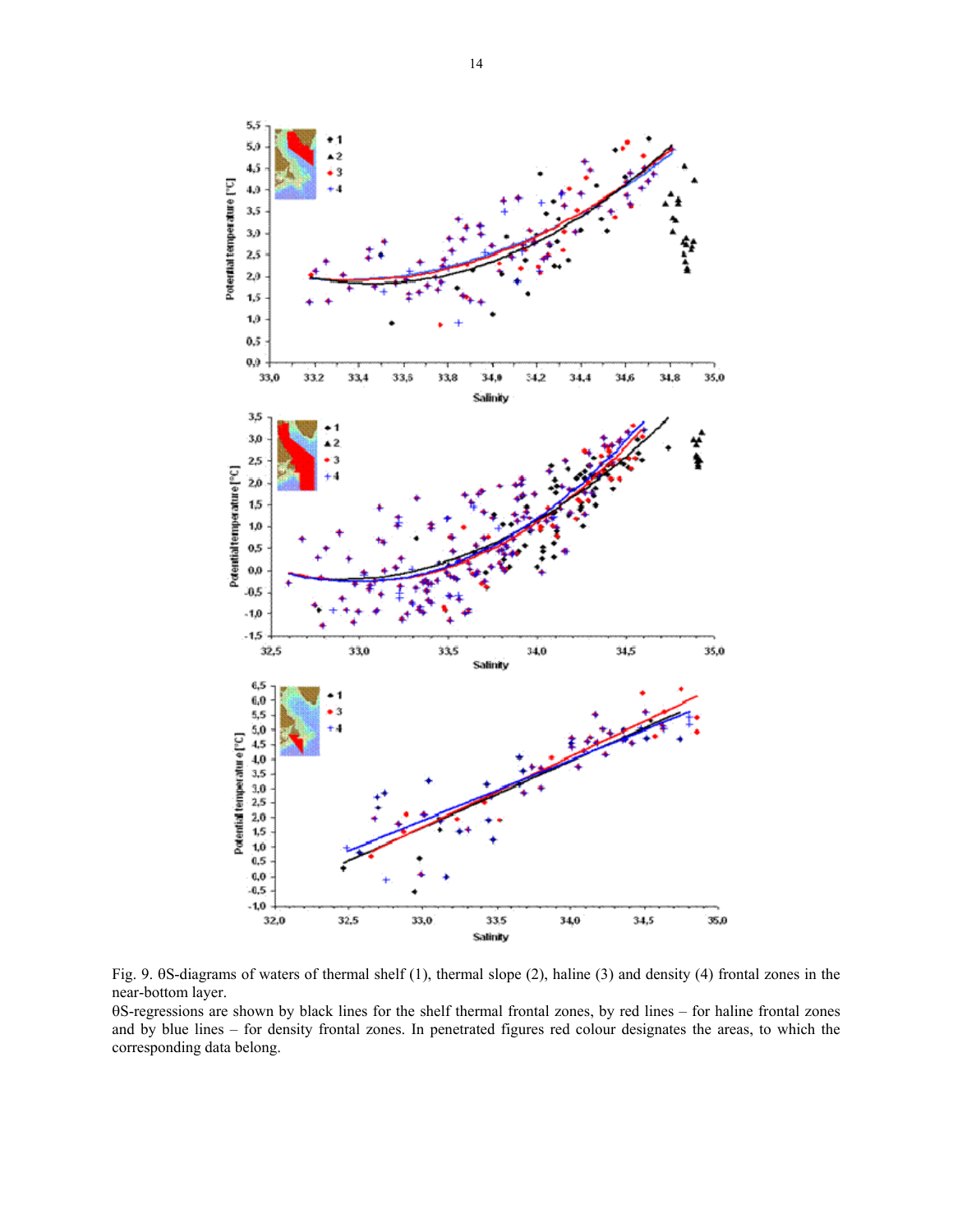Potential temperature [°C]

5,5
5,0
4,5
4,0
3,5
3,0
2,5
2,0
1,5
1,0
0,5
0,0

33,0 33,2 33,4 33,6 33,8 34,0 34,2 34,4 34,6 34,8 35,0

Salinity

1
2
3
4

Potential temperature [°C]

3,5
3,0
2,5
2,0
1,5
1,0
0,5
0,0
-0,5
-1,0
-1,5

32,5 33,0 33,5 34,0 34,5 35,0

Salinity

1
2
3
4

Potential temperature [°C]

6,5
6,0
5,5
5,0
4,5
4,0
3,5
3,0
2,5
2,0
1,5
1,0
0,5
0,0
-0,5
-1,0

32,0 32,5 33,0 33,5 34,0 34,5 35,0

Salinity

1
3
4

Fig. 9. θS-diagrams of waters of thermal shelf (1), thermal slope (2), haline (3) and density (4) frontal zones in the near-bottom layer.

θS-regressions are shown by black lines for the shelf thermal frontal zones, by red lines – for haline frontal zones and by blue lines – for density frontal zones. In penetrated figures red colour designates the areas, to which the corresponding data belong.